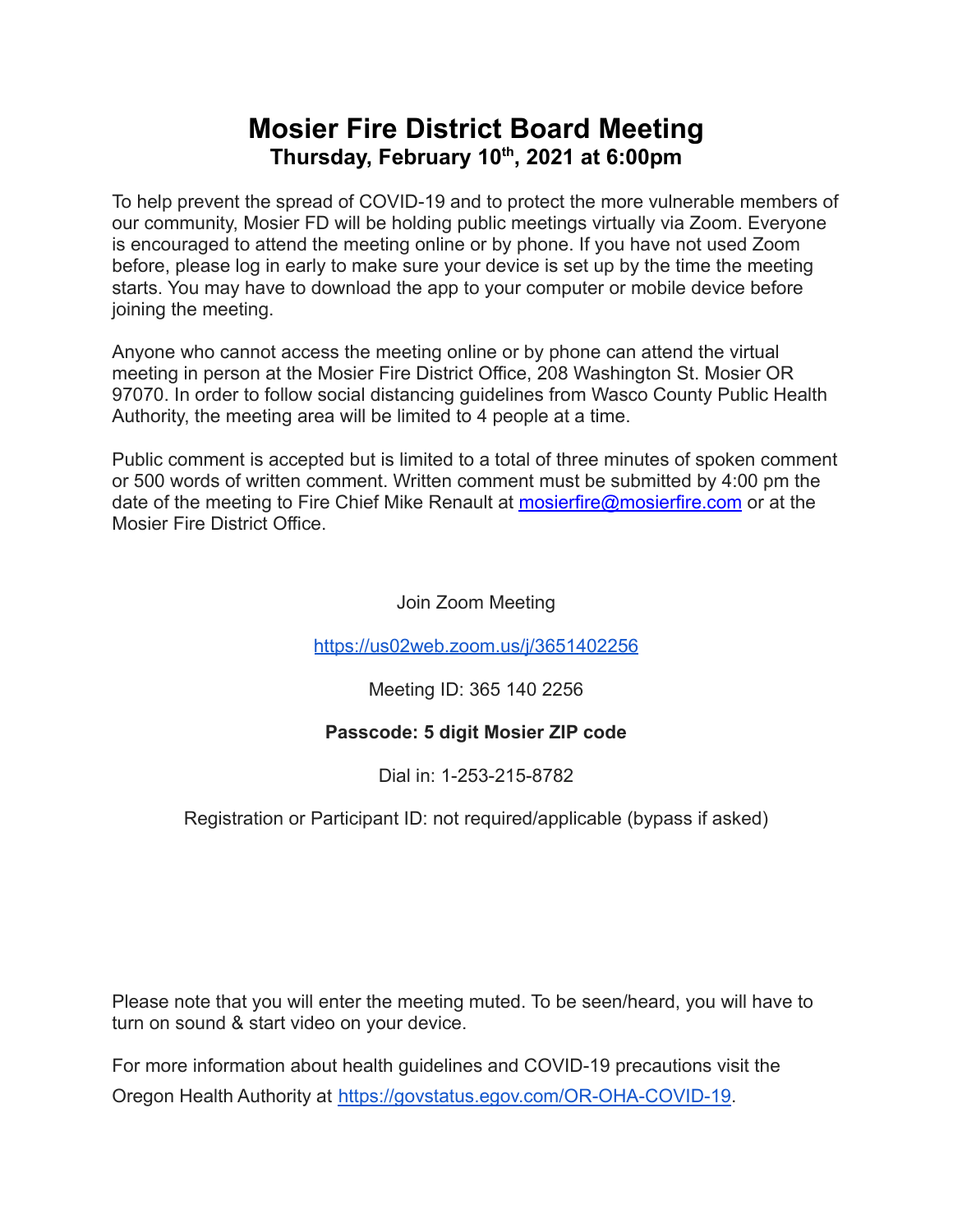# Mosier Fire District Board Meeting

## Thursday, February 10th, 2021 at 6:00pm

To help prevent the spread of COVID-19 and to protect the more vulnerable members of our community, Mosier FD will be holding public meetings virtually via Zoom. Everyone is encouraged to attend the meeting online or by phone. If you have not used Zoom before, please log in early to make sure your device is set up by the time the meeting starts. You may have to download the app to your computer or mobile device before joining the meeting.

Anyone who cannot access the meeting online or by phone can attend the virtual meeting in person at the Mosier Fire District Office, 208 Washington St. Mosier OR 97070. In order to follow social distancing guidelines from Wasco County Public Health Authority, the meeting area will be limited to 4 people at a time.

Public comment is accepted but is limited to a total of three minutes of spoken comment or 500 words of written comment. Written comment must be submitted by 4:00 pm the date of the meeting to Fire Chief Mike Renault at mosierfire@mosierfire.com or at the Mosier Fire District Office.

Join Zoom Meeting

https://us02web.zoom.us/j/3651402256

Meeting ID: 365 140 2256

**Passcode: 5 digit Mosier ZIP code**

Dial in: 1-253-215-8782

Registration or Participant ID: not required/applicable (bypass if asked)

Please note that you will enter the meeting muted. To be seen/heard, you will have to turn on sound & start video on your device.

For more information about health guidelines and COVID-19 precautions visit the Oregon Health Authority at https://govstatus.egov.com/OR-OHA-COVID-19.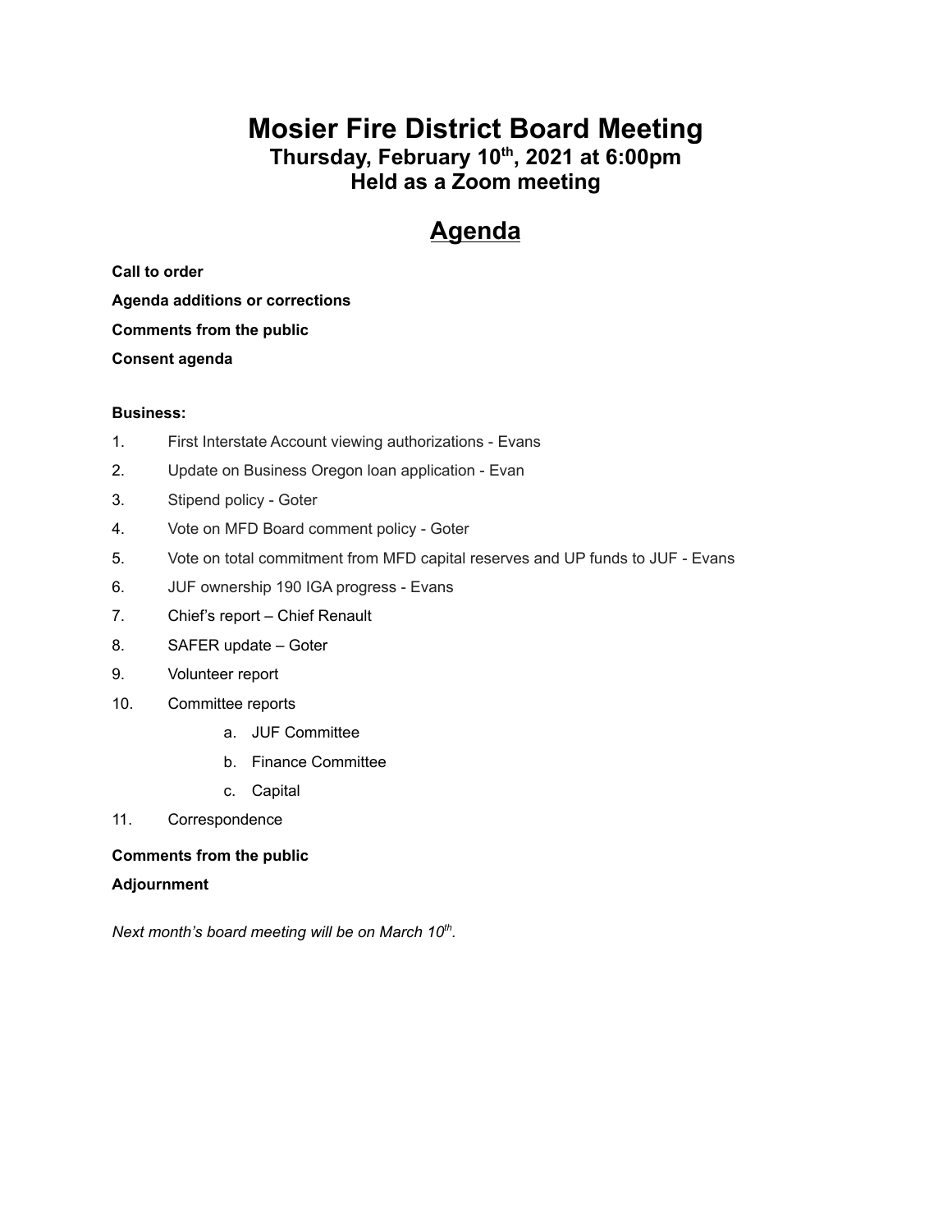# Mosier Fire District Board Meeting

### Thursday, February 10th, 2021 at 6:00pm
### Held as a Zoom meeting

## Agenda

**Call to order**

**Agenda additions or corrections**

**Comments from the public**

**Consent agenda**

**Business:**

1. First Interstate Account viewing authorizations - Evans
2. Update on Business Oregon loan application - Evan
3. Stipend policy - Goter
4. Vote on MFD Board comment policy - Goter
5. Vote on total commitment from MFD capital reserves and UP funds to JUF - Evans
6. JUF ownership 190 IGA progress - Evans
7. Chief's report – Chief Renault
8. SAFER update – Goter
9. Volunteer report
10. Committee reports
    a. JUF Committee
    b. Finance Committee
    c. Capital
11. Correspondence

**Comments from the public**

**Adjournment**

*Next month's board meeting will be on March 10th.*